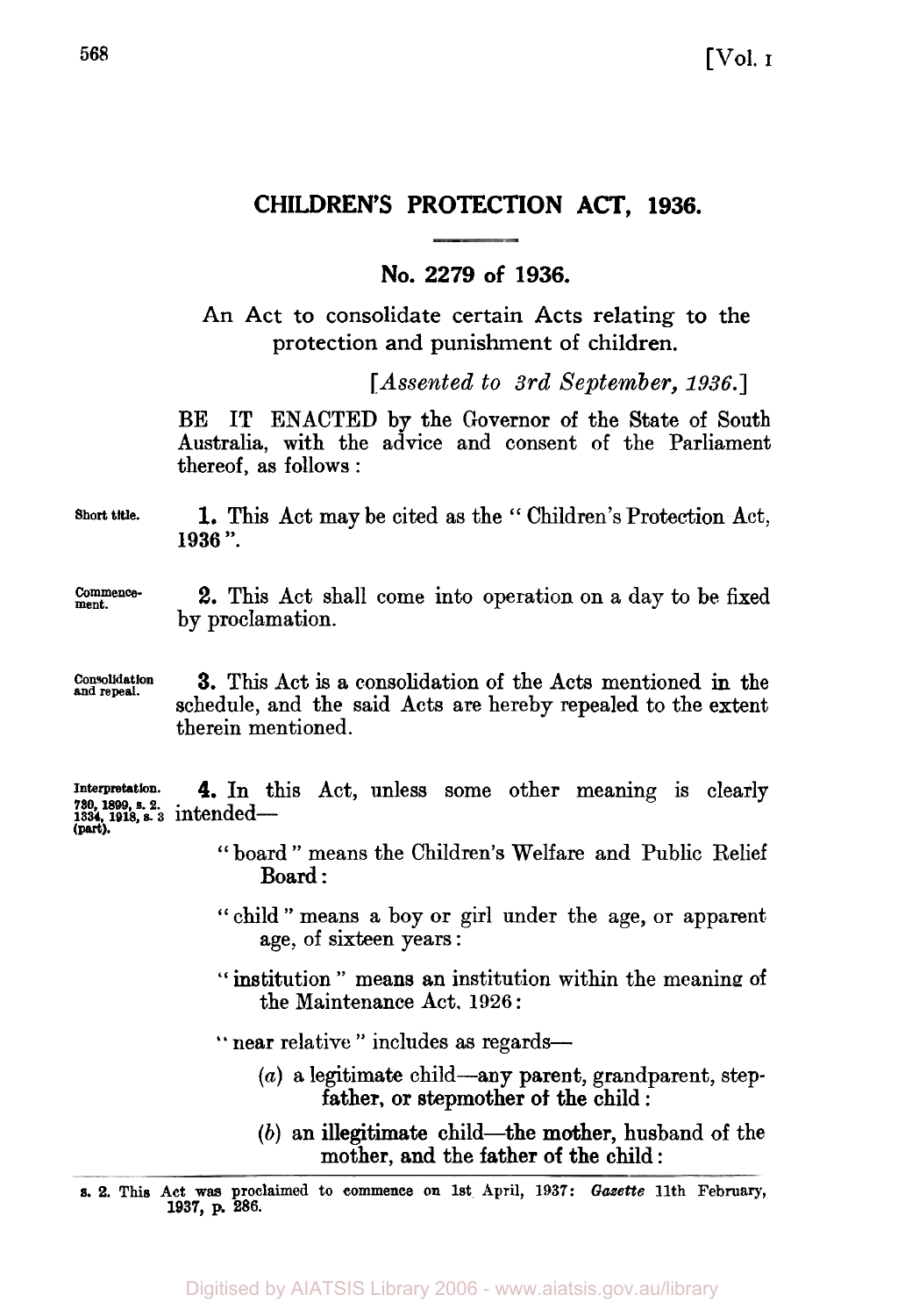# CHILDREN'S PROTECTION ACT, 1936.

## No. 2279 of 1936.

An Act to consolidate certain Acts relating to the protection and punishment of children.

[*Assented to 3rd September, 1936.*]

BE IT ENACTED by the Governor of the State of South Australia, with the advice and consent of the Parliament thereof, as follows :

Short title.

**1.** This Act may be cited as the "Children's Protection Act, 1936".

Commencement.

**2.** This Act shall come into operation on a day to be fixed by proclamation.

Consolidation and repeal.

**3.** This Act is a consolidation of the Acts mentioned in the schedule, and the said Acts are hereby repealed to the extent therein mentioned.

Interpretation. 730, 1899, s. 2. 1334, 1918, s. 3 (part).

**4.** In this Act, unless some other meaning is clearly intended—

"board" means the Children's Welfare and Public Relief Board :

"child" means a boy or girl under the age, or apparent age, of sixteen years :

"institution" means an institution within the meaning of the Maintenance Act, 1926 :

"near relative" includes as regards—

(*a*) a legitimate child—any parent, grandparent, stepfather, or stepmother of the child :

(*b*) an illegitimate child—the mother, husband of the mother, and the father of the child :

---

s. 2. This Act was proclaimed to commence on 1st April, 1937: *Gazette* 11th February, 1937, p. 286.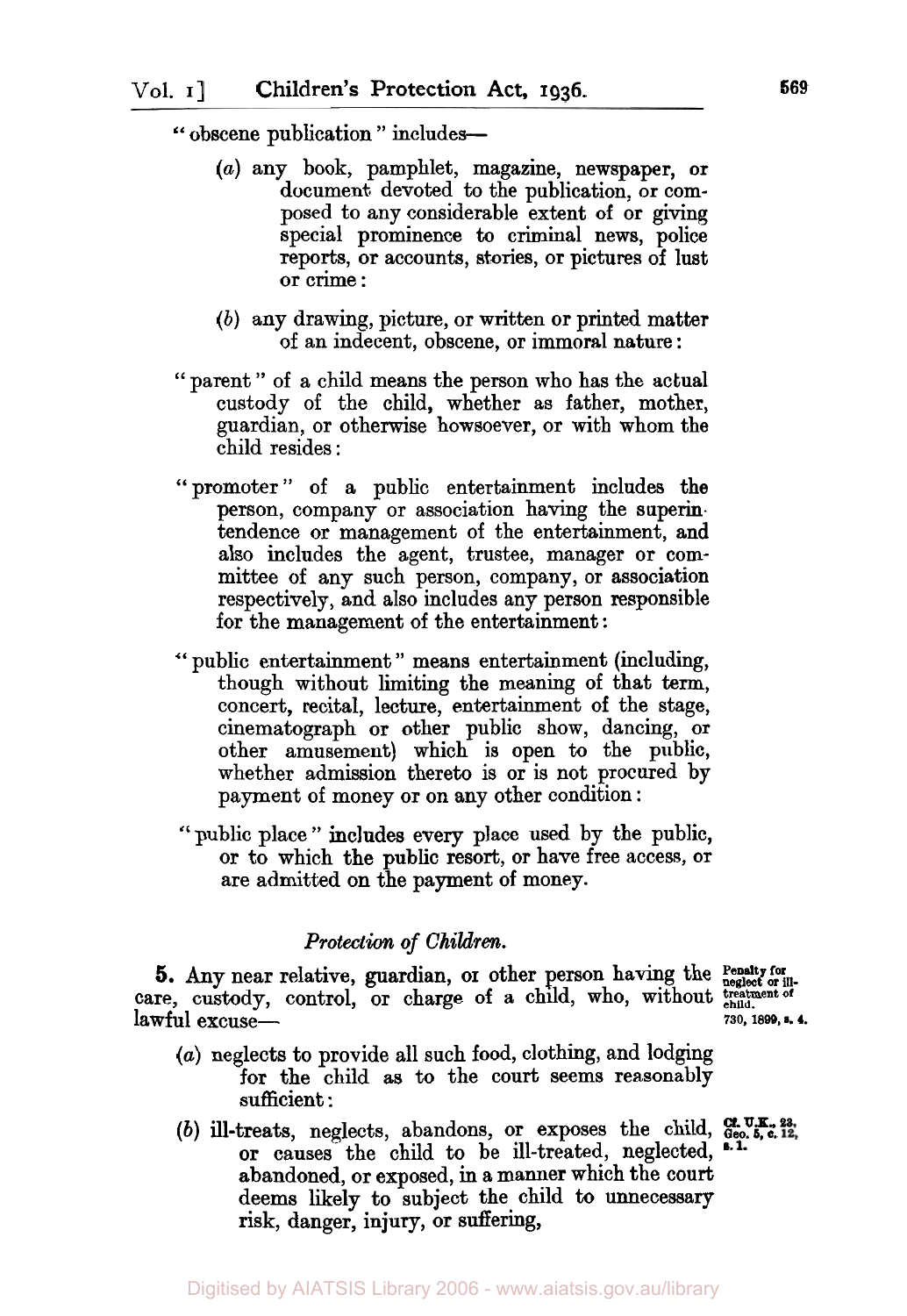"obscene publication" includes—

(a) any book, pamphlet, magazine, newspaper, or document devoted to the publication, or composed to any considerable extent of or giving special prominence to criminal news, police reports, or accounts, stories, or pictures of lust or crime:

(b) any drawing, picture, or written or printed matter of an indecent, obscene, or immoral nature:

"parent" of a child means the person who has the actual custody of the child, whether as father, mother, guardian, or otherwise howsoever, or with whom the child resides:

"promoter" of a public entertainment includes the person, company or association having the superintendence or management of the entertainment, and also includes the agent, trustee, manager or committee of any such person, company, or association respectively, and also includes any person responsible for the management of the entertainment:

"public entertainment" means entertainment (including, though without limiting the meaning of that term, concert, recital, lecture, entertainment of the stage, cinematograph or other public show, dancing, or other amusement) which is open to the public, whether admission thereto is or is not procured by payment of money or on any other condition:

"public place" includes every place used by the public, or to which the public resort, or have free access, or are admitted on the payment of money.

*Protection of Children.*

Penalty for neglect or ill-treatment of child. 730, 1899, s. 4.

**5.** Any near relative, guardian, or other person having the care, custody, control, or charge of a child, who, without lawful excuse—

(a) neglects to provide all such food, clothing, and lodging for the child as to the court seems reasonably sufficient:

Cf. U.K., 23, Geo. 5, c. 12, s. 1.

(b) ill-treats, neglects, abandons, or exposes the child, or causes the child to be ill-treated, neglected, abandoned, or exposed, in a manner which the court deems likely to subject the child to unnecessary risk, danger, injury, or suffering,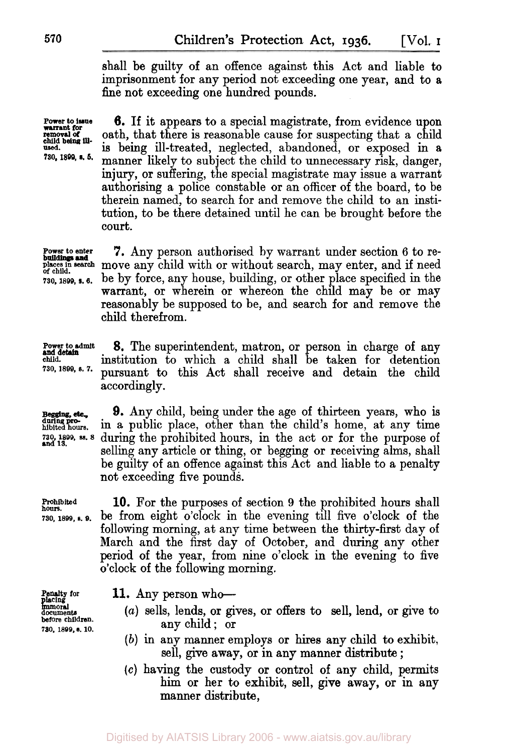shall be guilty of an offence against this Act and liable to imprisonment for any period not exceeding one year, and to a fine not exceeding one hundred pounds.

Power to issue warrant for removal of child being ill-used. 730, 1899, s. 5.

**6.** If it appears to a special magistrate, from evidence upon oath, that there is reasonable cause for suspecting that a child is being ill-treated, neglected, abandoned, or exposed in a manner likely to subject the child to unnecessary risk, danger, injury, or suffering, the special magistrate may issue a warrant authorising a police constable or an officer of the board, to be therein named, to search for and remove the child to an institution, to be there detained until he can be brought before the court.

Power to enter buildings and places in search of child. 730, 1899, s. 6.

**7.** Any person authorised by warrant under section 6 to remove any child with or without search, may enter, and if need be by force, any house, building, or other place specified in the warrant, or wherein or whereon the child may be or may reasonably be supposed to be, and search for and remove the child therefrom.

Power to admit and detain child. 730, 1899, s. 7.

**8.** The superintendent, matron, or person in charge of any institution to which a child shall be taken for detention pursuant to this Act shall receive and detain the child accordingly.

Begging, etc., during prohibited hours. 730, 1899, ss. 8 and 13.

**9.** Any child, being under the age of thirteen years, who is in a public place, other than the child's home, at any time during the prohibited hours, in the act or for the purpose of selling any article or thing, or begging or receiving alms, shall be guilty of an offence against this Act and liable to a penalty not exceeding five pounds.

Prohibited hours. 730, 1899, s. 9.

**10.** For the purposes of section 9 the prohibited hours shall be from eight o'clock in the evening till five o'clock of the following morning, at any time between the thirty-first day of March and the first day of October, and during any other period of the year, from nine o'clock in the evening to five o'clock of the following morning.

Penalty for placing immoral documents before children. 730, 1899, s. 10.

**11.** Any person who—

(*a*) sells, lends, or gives, or offers to sell, lend, or give to any child; or

(*b*) in any manner employs or hires any child to exhibit, sell, give away, or in any manner distribute;

(*c*) having the custody or control of any child, permits him or her to exhibit, sell, give away, or in any manner distribute,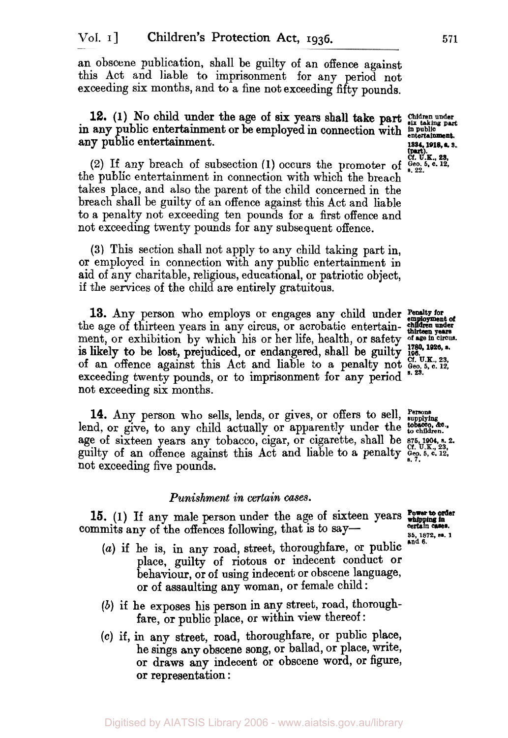an obscene publication, shall be guilty of an offence against this Act and liable to imprisonment for any period not exceeding six months, and to a fine not exceeding fifty pounds.

**12.** (1) No child under the age of six years shall take part in any public entertainment or be employed in connection with any public entertainment.

*Children under six taking part in public entertainment. 1334, 1918, s. 3. (part). Cf. U.K., 23, Geo. 5, c. 12, s. 22.*

(2) If any breach of subsection (1) occurs the promoter of the public entertainment in connection with which the breach takes place, and also the parent of the child concerned in the breach shall be guilty of an offence against this Act and liable to a penalty not exceeding ten pounds for a first offence and not exceeding twenty pounds for any subsequent offence.

(3) This section shall not apply to any child taking part in, or employed in connection with any public entertainment in aid of any charitable, religious, educational, or patriotic object, if the services of the child are entirely gratuitous.

**13.** Any person who employs or engages any child under the age of thirteen years in any circus, or acrobatic entertainment, or exhibition by which his or her life, health, or safety is likely to be lost, prejudiced, or endangered, shall be guilty of an offence against this Act and liable to a penalty not exceeding twenty pounds, or to imprisonment for any period not exceeding six months.

*Penalty for employment of children under thirteen years of age in circus. 1780, 1926, s. 106. Cf. U.K., 23, Geo. 5, c. 12, s. 23.*

**14.** Any person who sells, lends, or gives, or offers to sell, lend, or give, to any child actually or apparently under the age of sixteen years any tobacco, cigar, or cigarette, shall be guilty of an offence against this Act and liable to a penalty not exceeding five pounds.

*Persons supplying tobacco, &c., to children. 875, 1904, s. 2. Cf. U.K., 23, Geo. 5, c. 12, s. 7.*

*Punishment in certain cases.*

**15.** (1) If any male person under the age of sixteen years commits any of the offences following, that is to say—

*Power to order whipping in certain cases. 35, 1872, ss. 1 and 6.*

- (*a*) if he is, in any road, street, thoroughfare, or public place, guilty of riotous or indecent conduct or behaviour, or of using indecent or obscene language, or of assaulting any woman, or female child:
- (*b*) if he exposes his person in any street, road, thoroughfare, or public place, or within view thereof:
- (*c*) if, in any street, road, thoroughfare, or public place, he sings any obscene song, or ballad, or place, write, or draws any indecent or obscene word, or figure, or representation: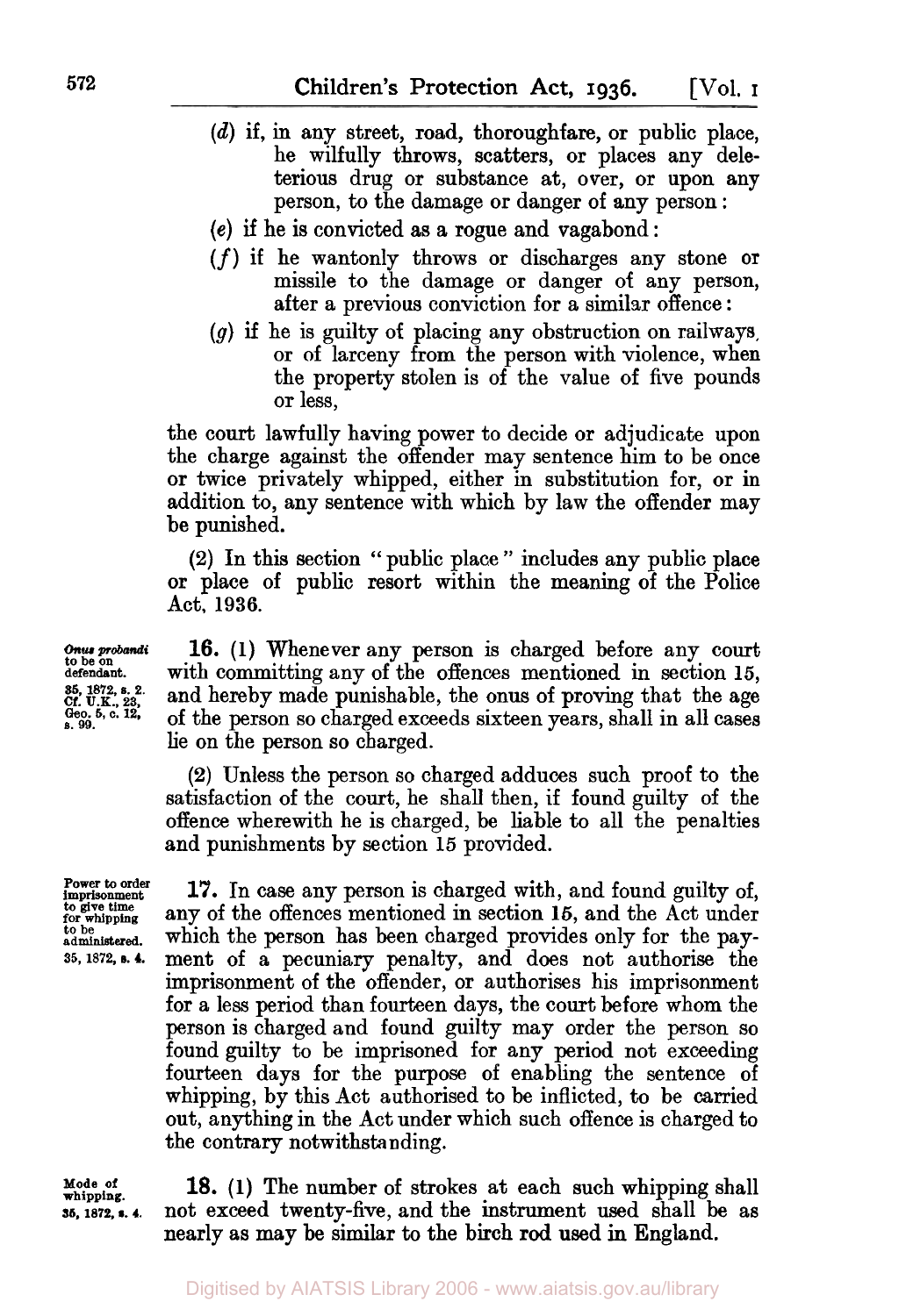(*d*) if, in any street, road, thoroughfare, or public place, he wilfully throws, scatters, or places any deleterious drug or substance at, over, or upon any person, to the damage or danger of any person:

(*e*) if he is convicted as a rogue and vagabond:

(*f*) if he wantonly throws or discharges any stone or missile to the damage or danger of any person, after a previous conviction for a similar offence:

(*g*) if he is guilty of placing any obstruction on railways, or of larceny from the person with violence, when the property stolen is of the value of five pounds or less,

the court lawfully having power to decide or adjudicate upon the charge against the offender may sentence him to be once or twice privately whipped, either in substitution for, or in addition to, any sentence with which by law the offender may be punished.

(2) In this section "public place" includes any public place or place of public resort within the meaning of the Police Act, 1936.

*Onus probandi* to be on defendant. 35, 1872, s. 2. Cf. U.K., 23, Geo. 5, c. 12, s. 99.

**16.** (1) Whenever any person is charged before any court with committing any of the offences mentioned in section 15, and hereby made punishable, the onus of proving that the age of the person so charged exceeds sixteen years, shall in all cases lie on the person so charged.

(2) Unless the person so charged adduces such proof to the satisfaction of the court, he shall then, if found guilty of the offence wherewith he is charged, be liable to all the penalties and punishments by section 15 provided.

Power to order imprisonment to give time for whipping to be administered. 35, 1872, s. 4.

**17.** In case any person is charged with, and found guilty of, any of the offences mentioned in section 15, and the Act under which the person has been charged provides only for the payment of a pecuniary penalty, and does not authorise the imprisonment of the offender, or authorises his imprisonment for a less period than fourteen days, the court before whom the person is charged and found guilty may order the person so found guilty to be imprisoned for any period not exceeding fourteen days for the purpose of enabling the sentence of whipping, by this Act authorised to be inflicted, to be carried out, anything in the Act under which such offence is charged to the contrary notwithstanding.

Mode of whipping. 35, 1872, s. 4.

**18.** (1) The number of strokes at each such whipping shall not exceed twenty-five, and the instrument used shall be as nearly as may be similar to the birch rod used in England.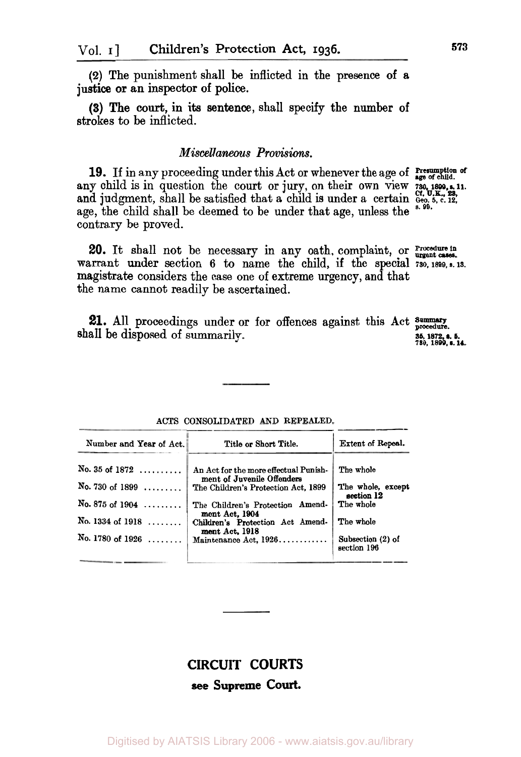(2) The punishment shall be inflicted in the presence of a justice or an inspector of police.

(3) The court, in its sentence, shall specify the number of strokes to be inflicted.

### *Miscellaneous Provisions.*

**19.** If in any proceeding under this Act or whenever the age of any child is in question the court or jury, on their own view and judgment, shall be satisfied that a child is under a certain age, the child shall be deemed to be under that age, unless the contrary be proved.

Presumption of age of child. 730, 1899, s. 11. Cf. U.K., 23, Geo. 5, c. 12, s. 99.

**20.** It shall not be necessary in any oath, complaint, or warrant under section 6 to name the child, if the special magistrate considers the case one of extreme urgency, and that the name cannot readily be ascertained.

Procedure in urgent cases. 730, 1899, s. 13.

**21.** All proceedings under or for offences against this Act shall be disposed of summarily.

Summary procedure. 35, 1872, s. 5. 730, 1899, s. 14.

---

ACTS CONSOLIDATED AND REPEALED.

| Number and Year of Act. | Title or Short Title. | Extent of Repeal. |
|---|---|---|
| No. 35 of 1872 | An Act for the more effectual Punishment of Juvenile Offenders | The whole |
| No. 730 of 1899 | The Children's Protection Act, 1899 | The whole, except section 12 |
| No. 875 of 1904 | The Children's Protection Amendment Act, 1904 | The whole |
| No. 1334 of 1918 | Children's Protection Act Amendment Act, 1918 | The whole |
| No. 1780 of 1926 | Maintenance Act, 1926 | Subsection (2) of section 196 |

---

## CIRCUIT COURTS

**see Supreme Court.**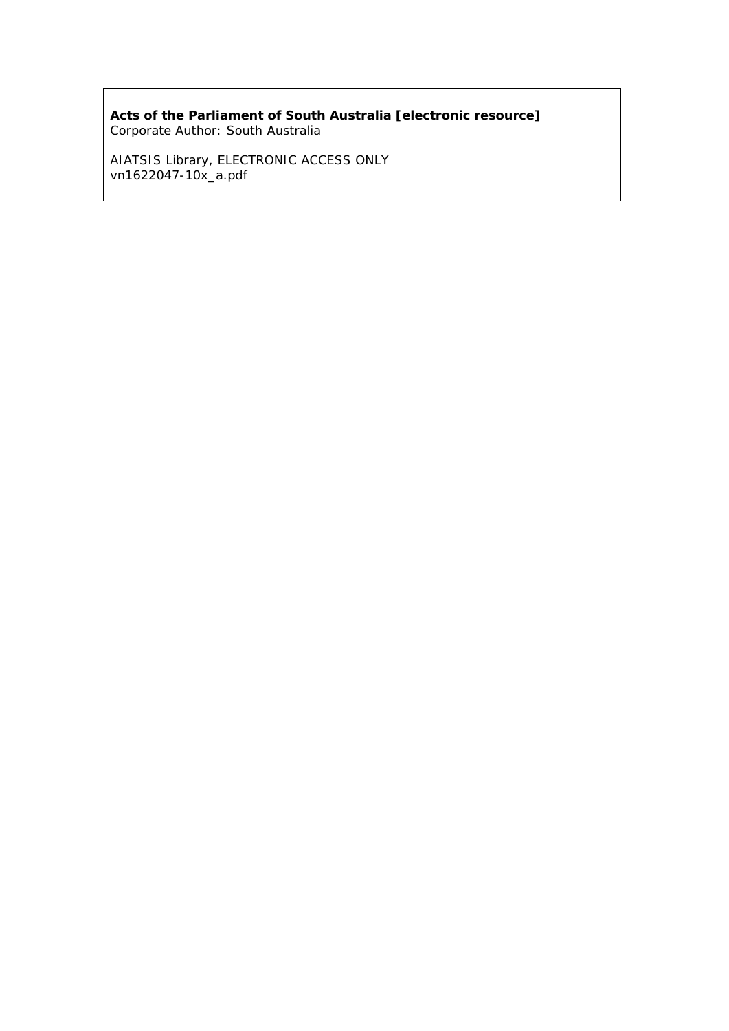**Acts of the Parliament of South Australia [electronic resource]**
Corporate Author: South Australia

AIATSIS Library, ELECTRONIC ACCESS ONLY
vn1622047-10x_a.pdf